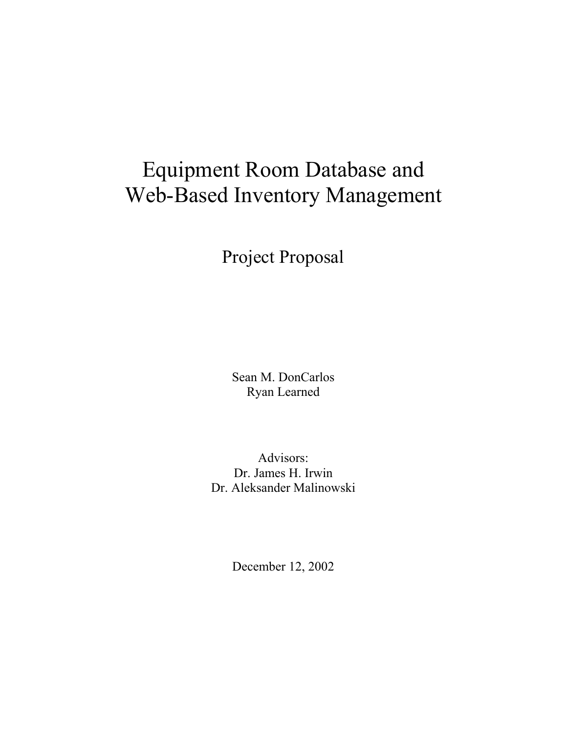# Equipment Room Database and Web-Based Inventory Management

## Project Proposal

Sean M. DonCarlos
Ryan Learned

Advisors:
Dr. James H. Irwin
Dr. Aleksander Malinowski

December 12, 2002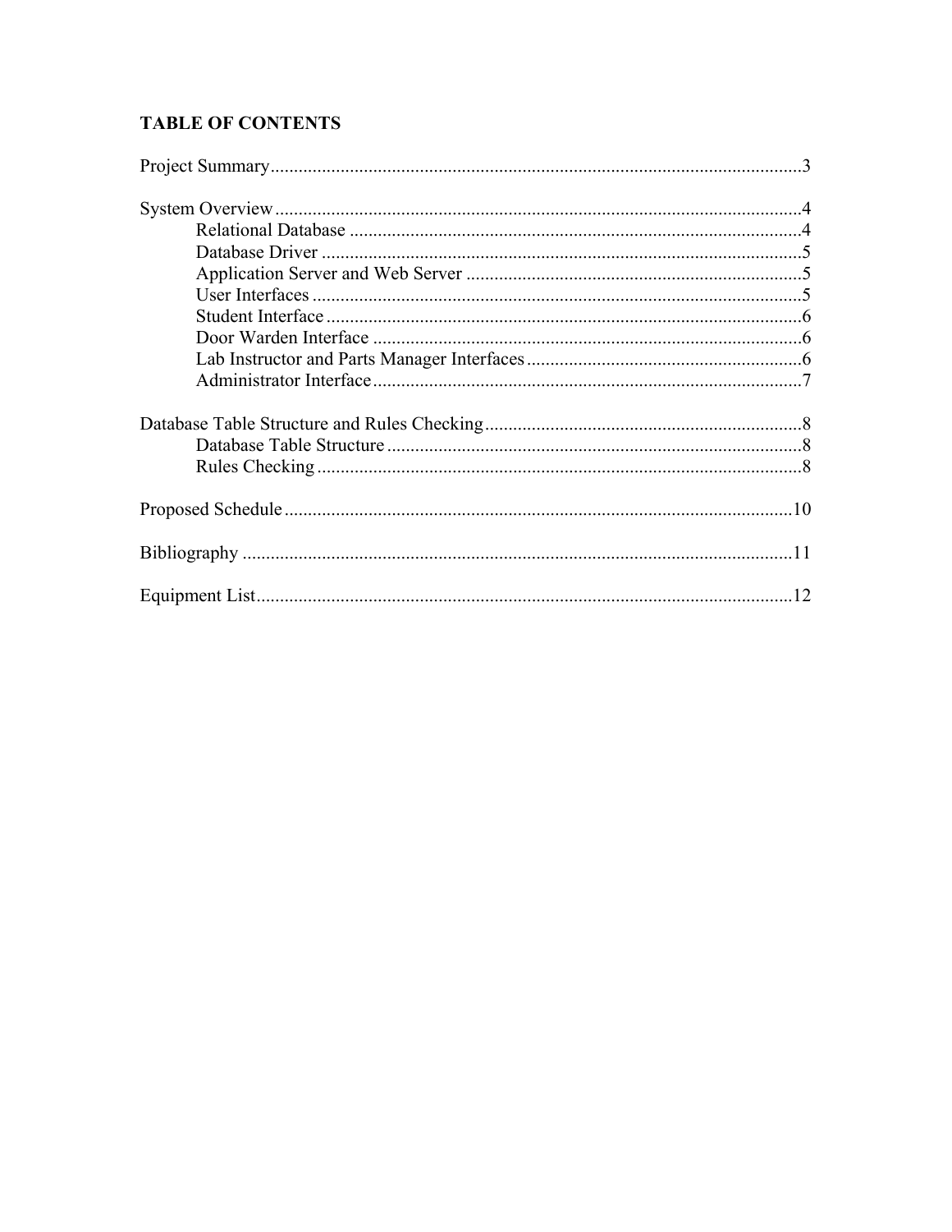## TABLE OF CONTENTS

Project Summary....................................................................................................................3

System Overview....................................................................................................................4
- Relational Database .....................................................................................................4
- Database Driver ...........................................................................................................5
- Application Server and Web Server ............................................................................5
- User Interfaces .............................................................................................................5
- Student Interface ..........................................................................................................6
- Door Warden Interface ................................................................................................6
- Lab Instructor and Parts Manager Interfaces...............................................................6
- Administrator Interface................................................................................................7

Database Table Structure and Rules Checking.......................................................................8
- Database Table Structure .............................................................................................8
- Rules Checking ............................................................................................................8

Proposed Schedule ..................................................................................................................10

Bibliography ...........................................................................................................................11

Equipment List........................................................................................................................12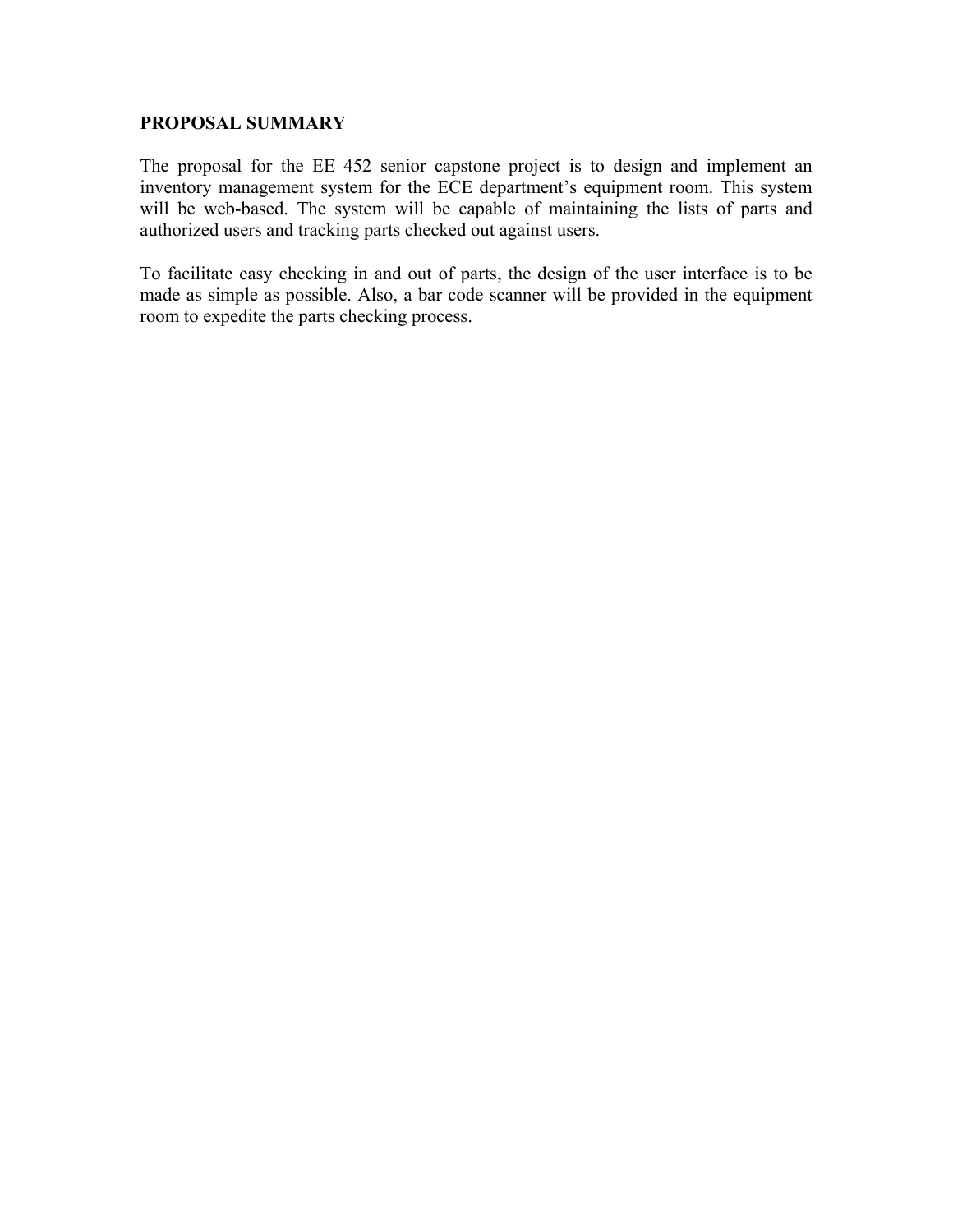**PROPOSAL SUMMARY**

The proposal for the EE 452 senior capstone project is to design and implement an inventory management system for the ECE department's equipment room. This system will be web-based. The system will be capable of maintaining the lists of parts and authorized users and tracking parts checked out against users.

To facilitate easy checking in and out of parts, the design of the user interface is to be made as simple as possible. Also, a bar code scanner will be provided in the equipment room to expedite the parts checking process.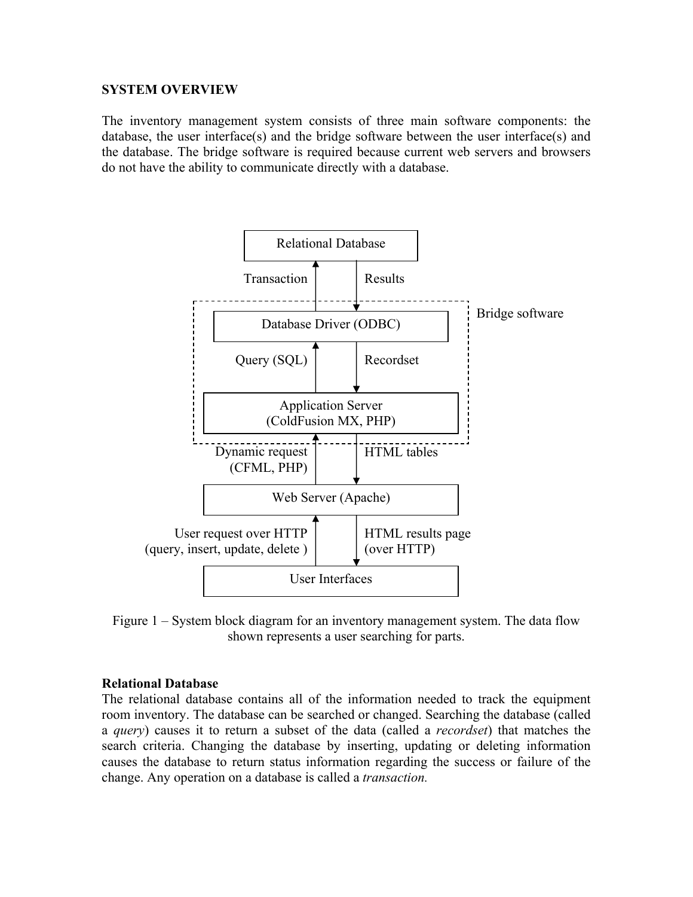## SYSTEM OVERVIEW

The inventory management system consists of three main software components: the database, the user interface(s) and the bridge software between the user interface(s) and the database. The bridge software is required because current web servers and browsers do not have the ability to communicate directly with a database.

```
                 Relational Database
        Transaction ↑          ↓ Results
  ┌ - - - - - - - - - - - - - - - - - - - ┐
  |         Database Driver (ODBC)        |  Bridge software
  |       Query (SQL) ↑      ↓ Recordset  |
  |          Application Server           |
  |         (ColdFusion MX, PHP)          |
  └ - - - - - - - - - - - - - - - - - - - ┘
      Dynamic request ↑      ↓ HTML tables
        (CFML, PHP)
                 Web Server (Apache)
      User request over HTTP ↑      ↓ HTML results page
(query, insert, update, delete )      (over HTTP)
                   User Interfaces
```

Figure 1 – System block diagram for an inventory management system. The data flow shown represents a user searching for parts.

### Relational Database

The relational database contains all of the information needed to track the equipment room inventory. The database can be searched or changed. Searching the database (called a *query*) causes it to return a subset of the data (called a *recordset*) that matches the search criteria. Changing the database by inserting, updating or deleting information causes the database to return status information regarding the success or failure of the change. Any operation on a database is called a *transaction.*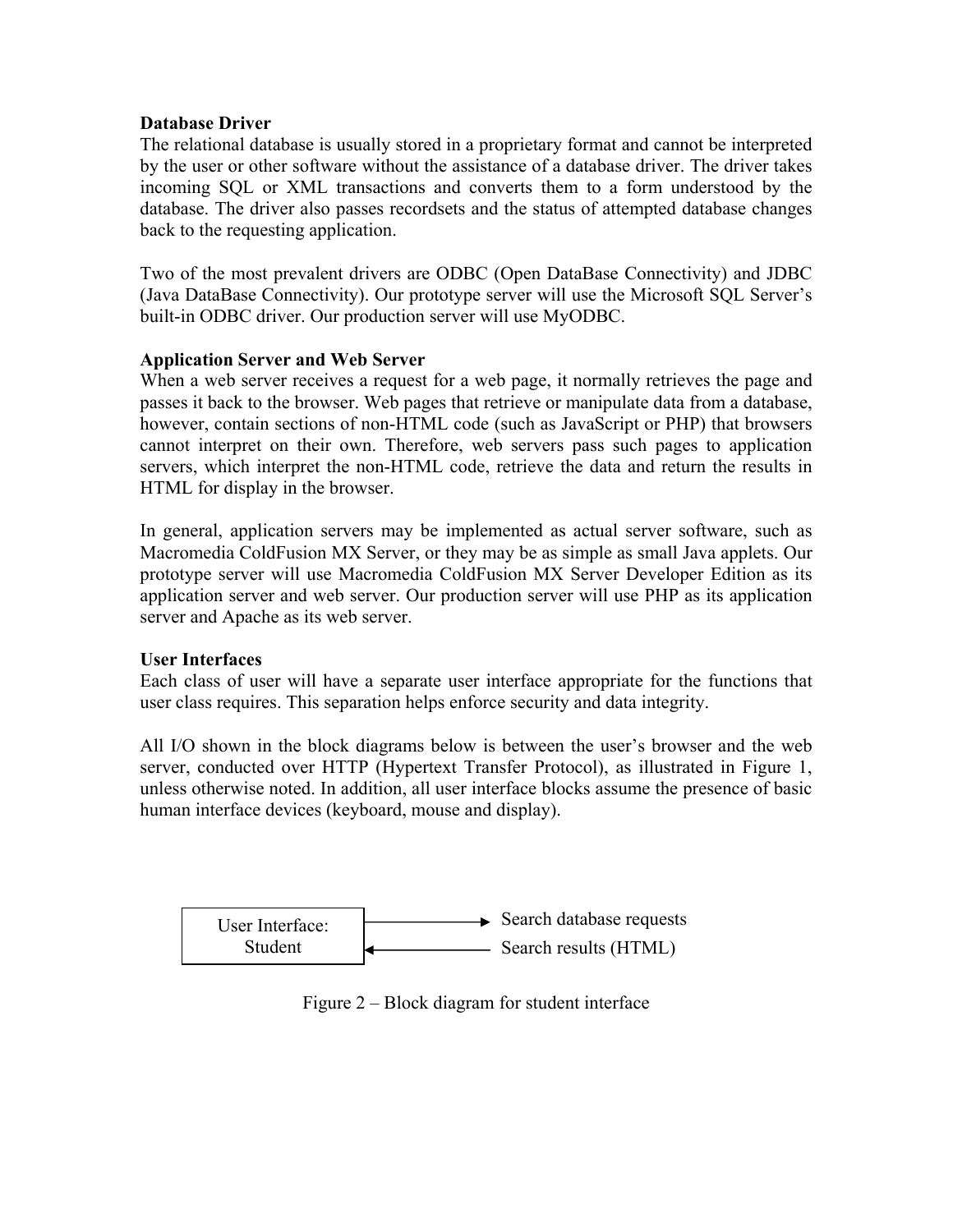**Database Driver**

The relational database is usually stored in a proprietary format and cannot be interpreted by the user or other software without the assistance of a database driver. The driver takes incoming SQL or XML transactions and converts them to a form understood by the database. The driver also passes recordsets and the status of attempted database changes back to the requesting application.

Two of the most prevalent drivers are ODBC (Open DataBase Connectivity) and JDBC (Java DataBase Connectivity). Our prototype server will use the Microsoft SQL Server's built-in ODBC driver. Our production server will use MyODBC.

**Application Server and Web Server**

When a web server receives a request for a web page, it normally retrieves the page and passes it back to the browser. Web pages that retrieve or manipulate data from a database, however, contain sections of non-HTML code (such as JavaScript or PHP) that browsers cannot interpret on their own. Therefore, web servers pass such pages to application servers, which interpret the non-HTML code, retrieve the data and return the results in HTML for display in the browser.

In general, application servers may be implemented as actual server software, such as Macromedia ColdFusion MX Server, or they may be as simple as small Java applets. Our prototype server will use Macromedia ColdFusion MX Server Developer Edition as its application server and web server. Our production server will use PHP as its application server and Apache as its web server.

**User Interfaces**

Each class of user will have a separate user interface appropriate for the functions that user class requires. This separation helps enforce security and data integrity.

All I/O shown in the block diagrams below is between the user's browser and the web server, conducted over HTTP (Hypertext Transfer Protocol), as illustrated in Figure 1, unless otherwise noted. In addition, all user interface blocks assume the presence of basic human interface devices (keyboard, mouse and display).

```
+------------------+
| User Interface:  |-------------> Search database requests
|     Student      |<------------- Search results (HTML)
+------------------+
```

Figure 2 – Block diagram for student interface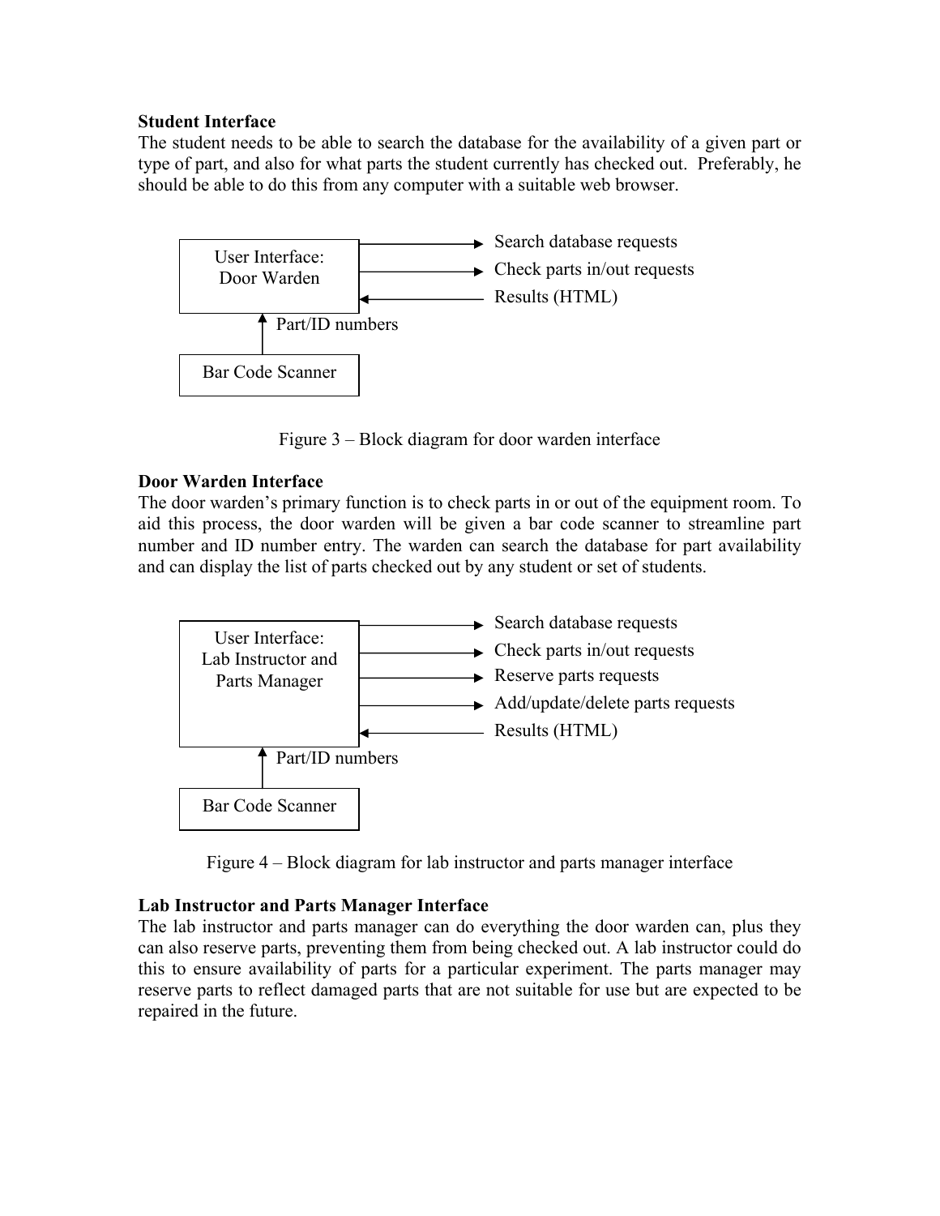**Student Interface**

The student needs to be able to search the database for the availability of a given part or type of part, and also for what parts the student currently has checked out. Preferably, he should be able to do this from any computer with a suitable web browser.

User Interface: Door Warden

Search database requests

Check parts in/out requests

Results (HTML)

Part/ID numbers

Bar Code Scanner

Figure 3 – Block diagram for door warden interface

**Door Warden Interface**

The door warden's primary function is to check parts in or out of the equipment room. To aid this process, the door warden will be given a bar code scanner to streamline part number and ID number entry. The warden can search the database for part availability and can display the list of parts checked out by any student or set of students.

User Interface: Lab Instructor and Parts Manager

Search database requests

Check parts in/out requests

Reserve parts requests

Add/update/delete parts requests

Results (HTML)

Part/ID numbers

Bar Code Scanner

Figure 4 – Block diagram for lab instructor and parts manager interface

**Lab Instructor and Parts Manager Interface**

The lab instructor and parts manager can do everything the door warden can, plus they can also reserve parts, preventing them from being checked out. A lab instructor could do this to ensure availability of parts for a particular experiment. The parts manager may reserve parts to reflect damaged parts that are not suitable for use but are expected to be repaired in the future.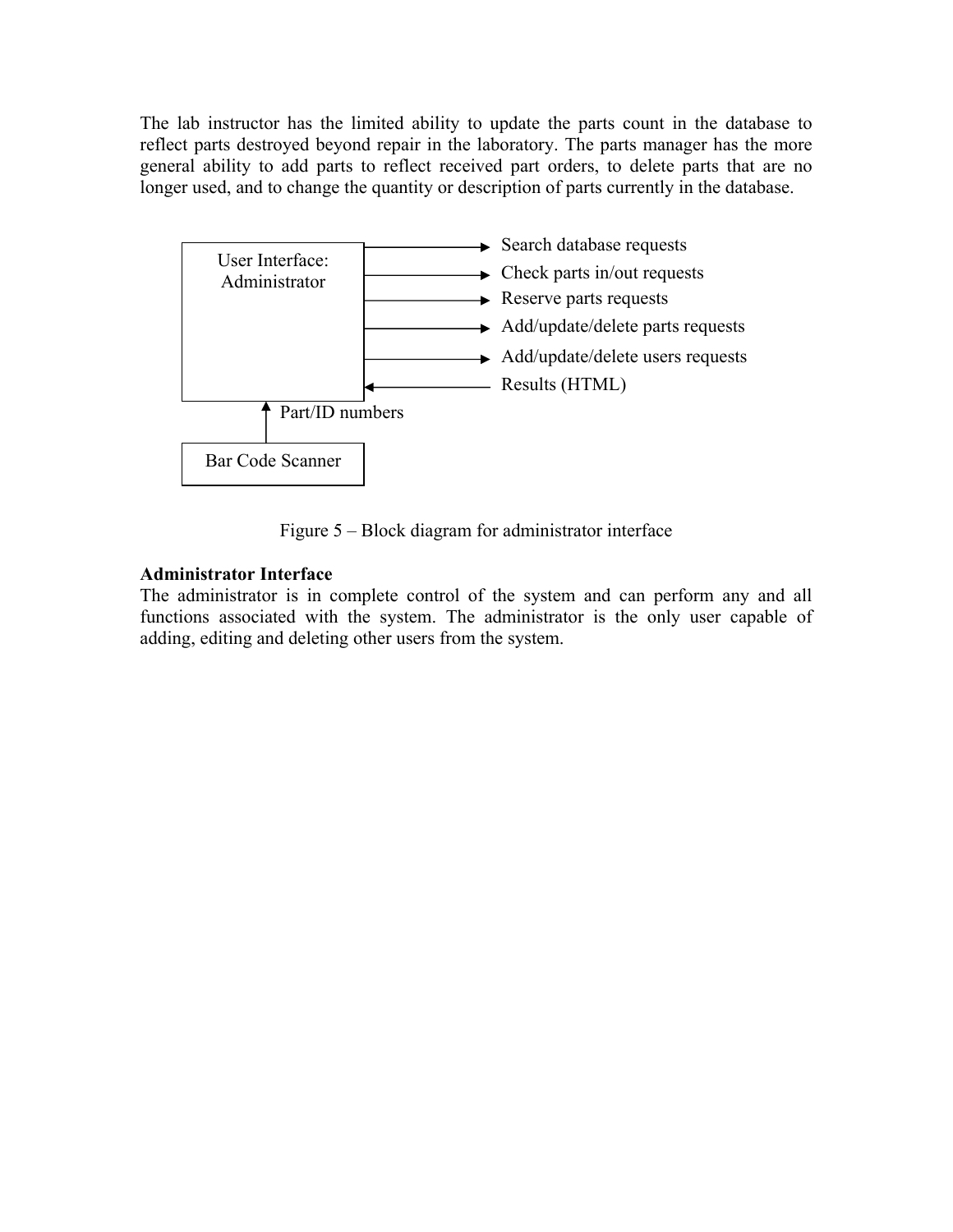The lab instructor has the limited ability to update the parts count in the database to reflect parts destroyed beyond repair in the laboratory. The parts manager has the more general ability to add parts to reflect received part orders, to delete parts that are no longer used, and to change the quantity or description of parts currently in the database.

User Interface: Administrator

Search database requests

Check parts in/out requests

Reserve parts requests

Add/update/delete parts requests

Add/update/delete users requests

Results (HTML)

Part/ID numbers

Bar Code Scanner

Figure 5 – Block diagram for administrator interface

**Administrator Interface**

The administrator is in complete control of the system and can perform any and all functions associated with the system. The administrator is the only user capable of adding, editing and deleting other users from the system.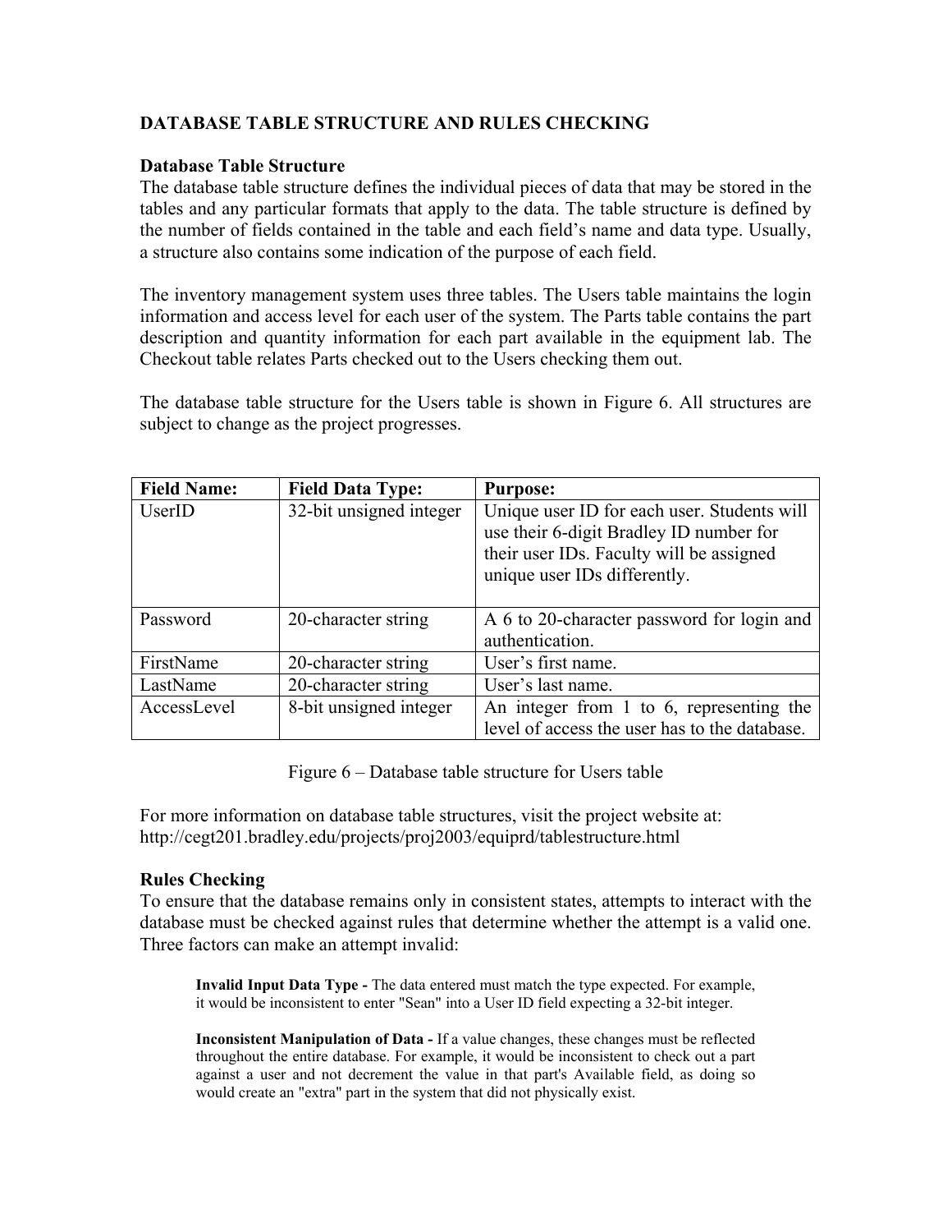## DATABASE TABLE STRUCTURE AND RULES CHECKING

### Database Table Structure

The database table structure defines the individual pieces of data that may be stored in the tables and any particular formats that apply to the data. The table structure is defined by the number of fields contained in the table and each field's name and data type. Usually, a structure also contains some indication of the purpose of each field.

The inventory management system uses three tables. The Users table maintains the login information and access level for each user of the system. The Parts table contains the part description and quantity information for each part available in the equipment lab. The Checkout table relates Parts checked out to the Users checking them out.

The database table structure for the Users table is shown in Figure 6. All structures are subject to change as the project progresses.

| **Field Name:** | **Field Data Type:** | **Purpose:** |
| --- | --- | --- |
| UserID | 32-bit unsigned integer | Unique user ID for each user. Students will use their 6-digit Bradley ID number for their user IDs. Faculty will be assigned unique user IDs differently. |
| Password | 20-character string | A 6 to 20-character password for login and authentication. |
| FirstName | 20-character string | User's first name. |
| LastName | 20-character string | User's last name. |
| AccessLevel | 8-bit unsigned integer | An integer from 1 to 6, representing the level of access the user has to the database. |

Figure 6 – Database table structure for Users table

For more information on database table structures, visit the project website at:
http://cegt201.bradley.edu/projects/proj2003/equiprd/tablestructure.html

### Rules Checking

To ensure that the database remains only in consistent states, attempts to interact with the database must be checked against rules that determine whether the attempt is a valid one. Three factors can make an attempt invalid:

> **Invalid Input Data Type -** The data entered must match the type expected. For example, it would be inconsistent to enter "Sean" into a User ID field expecting a 32-bit integer.
>
> **Inconsistent Manipulation of Data -** If a value changes, these changes must be reflected throughout the entire database. For example, it would be inconsistent to check out a part against a user and not decrement the value in that part's Available field, as doing so would create an "extra" part in the system that did not physically exist.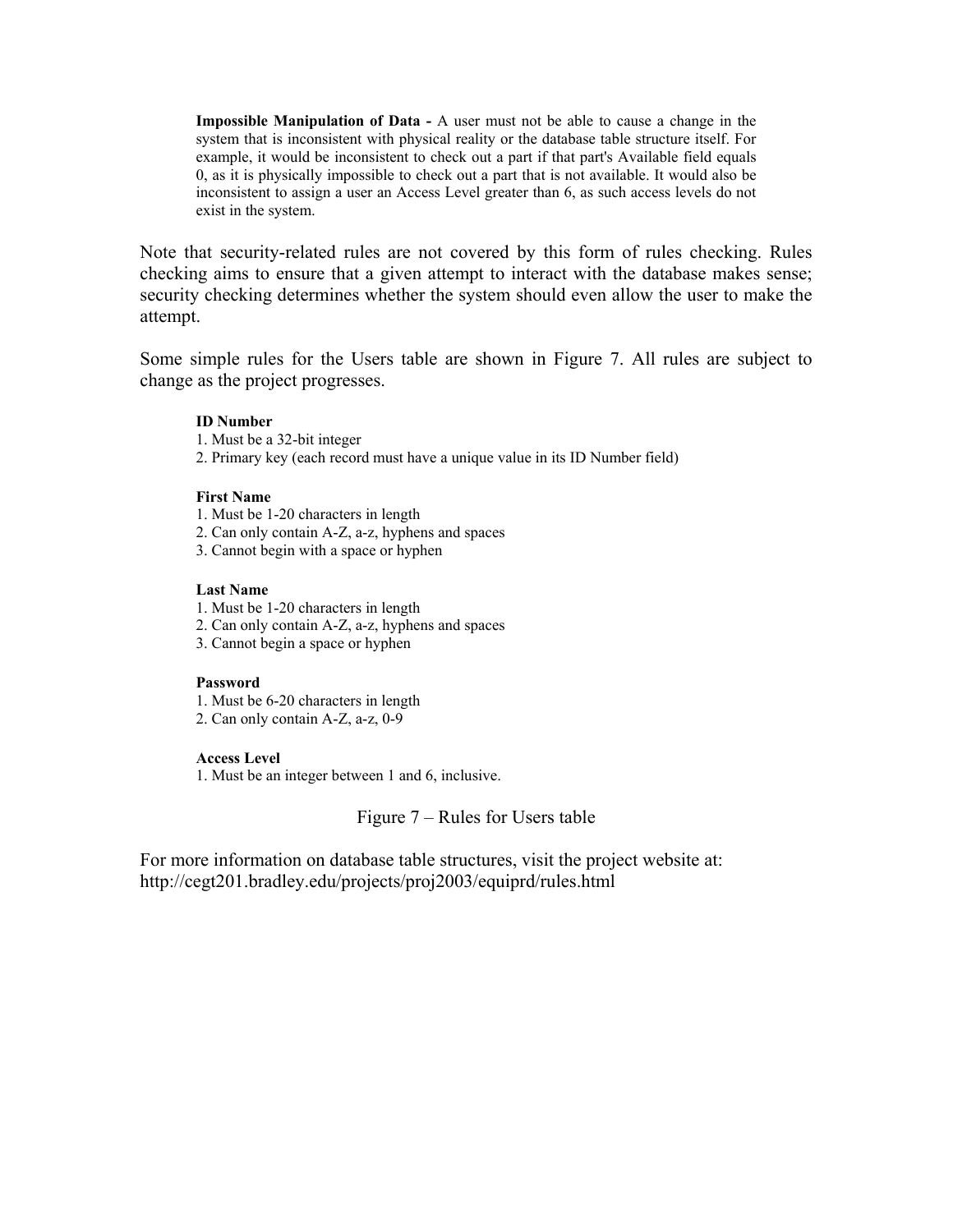**Impossible Manipulation of Data -** A user must not be able to cause a change in the system that is inconsistent with physical reality or the database table structure itself. For example, it would be inconsistent to check out a part if that part's Available field equals 0, as it is physically impossible to check out a part that is not available. It would also be inconsistent to assign a user an Access Level greater than 6, as such access levels do not exist in the system.

Note that security-related rules are not covered by this form of rules checking. Rules checking aims to ensure that a given attempt to interact with the database makes sense; security checking determines whether the system should even allow the user to make the attempt.

Some simple rules for the Users table are shown in Figure 7. All rules are subject to change as the project progresses.

**ID Number**
1. Must be a 32-bit integer
2. Primary key (each record must have a unique value in its ID Number field)

**First Name**
1. Must be 1-20 characters in length
2. Can only contain A-Z, a-z, hyphens and spaces
3. Cannot begin with a space or hyphen

**Last Name**
1. Must be 1-20 characters in length
2. Can only contain A-Z, a-z, hyphens and spaces
3. Cannot begin a space or hyphen

**Password**
1. Must be 6-20 characters in length
2. Can only contain A-Z, a-z, 0-9

**Access Level**
1. Must be an integer between 1 and 6, inclusive.

Figure 7 – Rules for Users table

For more information on database table structures, visit the project website at:
http://cegt201.bradley.edu/projects/proj2003/equiprd/rules.html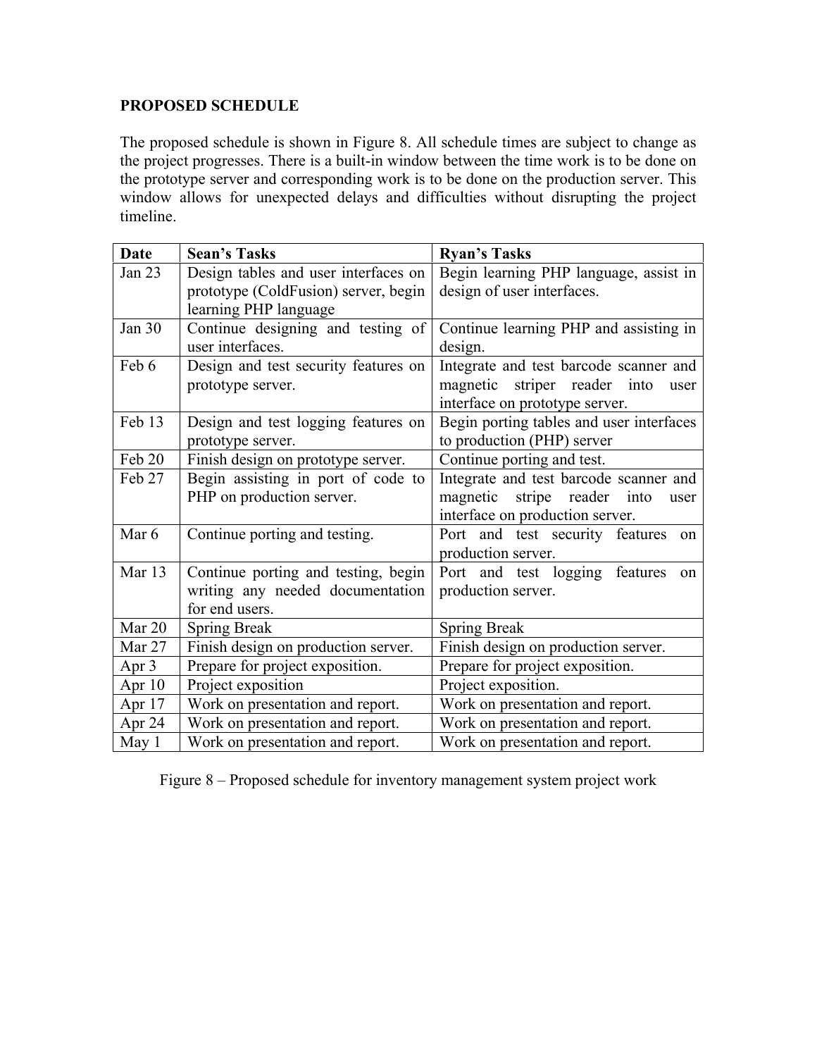**PROPOSED SCHEDULE**

The proposed schedule is shown in Figure 8. All schedule times are subject to change as the project progresses. There is a built-in window between the time work is to be done on the prototype server and corresponding work is to be done on the production server. This window allows for unexpected delays and difficulties without disrupting the project timeline.

| Date | Sean's Tasks | Ryan's Tasks |
| --- | --- | --- |
| Jan 23 | Design tables and user interfaces on prototype (ColdFusion) server, begin learning PHP language | Begin learning PHP language, assist in design of user interfaces. |
| Jan 30 | Continue designing and testing of user interfaces. | Continue learning PHP and assisting in design. |
| Feb 6 | Design and test security features on prototype server. | Integrate and test barcode scanner and magnetic striper reader into user interface on prototype server. |
| Feb 13 | Design and test logging features on prototype server. | Begin porting tables and user interfaces to production (PHP) server |
| Feb 20 | Finish design on prototype server. | Continue porting and test. |
| Feb 27 | Begin assisting in port of code to PHP on production server. | Integrate and test barcode scanner and magnetic stripe reader into user interface on production server. |
| Mar 6 | Continue porting and testing. | Port and test security features on production server. |
| Mar 13 | Continue porting and testing, begin writing any needed documentation for end users. | Port and test logging features on production server. |
| Mar 20 | Spring Break | Spring Break |
| Mar 27 | Finish design on production server. | Finish design on production server. |
| Apr 3 | Prepare for project exposition. | Prepare for project exposition. |
| Apr 10 | Project exposition | Project exposition. |
| Apr 17 | Work on presentation and report. | Work on presentation and report. |
| Apr 24 | Work on presentation and report. | Work on presentation and report. |
| May 1 | Work on presentation and report. | Work on presentation and report. |

Figure 8 – Proposed schedule for inventory management system project work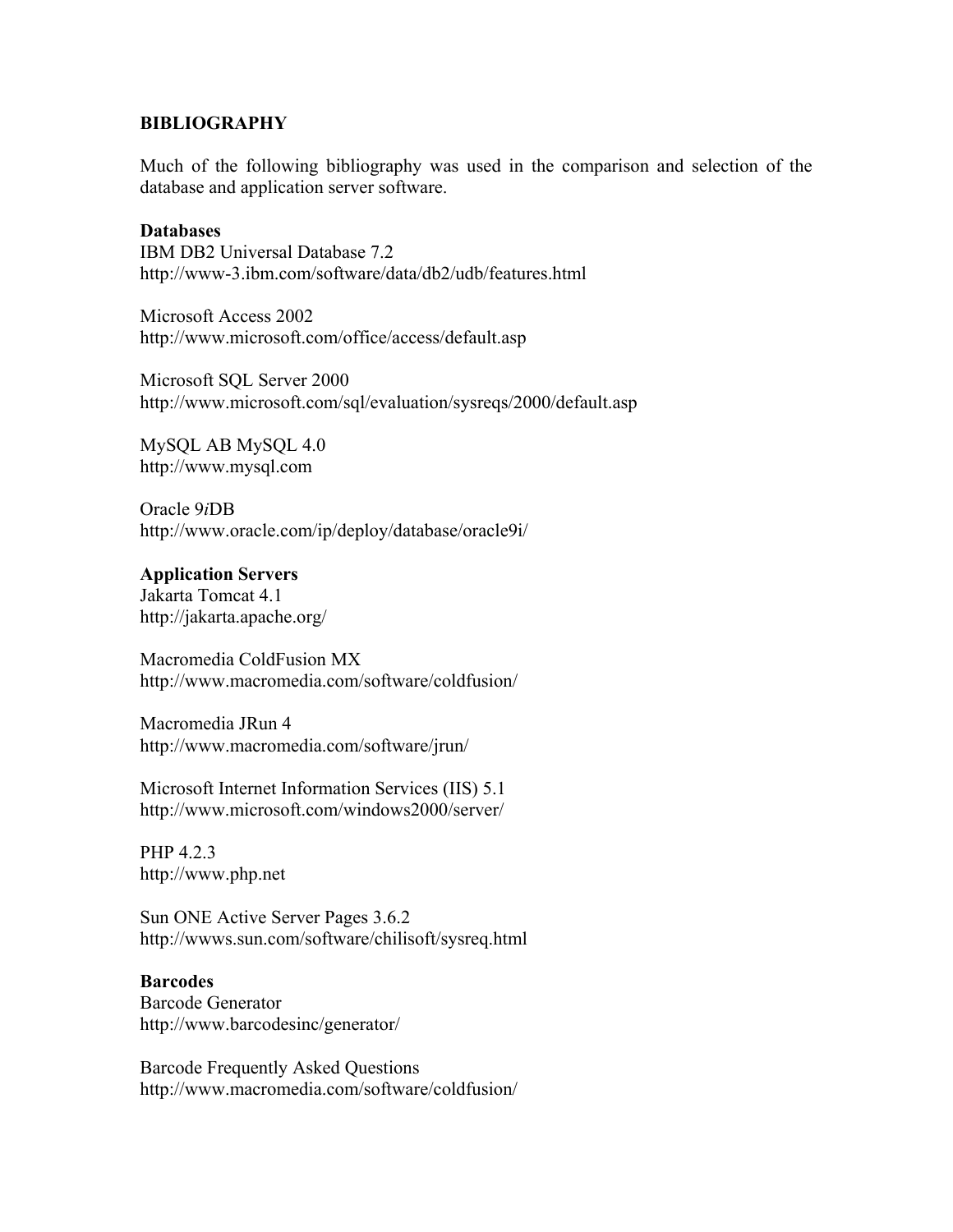## BIBLIOGRAPHY

Much of the following bibliography was used in the comparison and selection of the database and application server software.

### Databases

IBM DB2 Universal Database 7.2
http://www-3.ibm.com/software/data/db2/udb/features.html

Microsoft Access 2002
http://www.microsoft.com/office/access/default.asp

Microsoft SQL Server 2000
http://www.microsoft.com/sql/evaluation/sysreqs/2000/default.asp

MySQL AB MySQL 4.0
http://www.mysql.com

Oracle 9*i*DB
http://www.oracle.com/ip/deploy/database/oracle9i/

### Application Servers

Jakarta Tomcat 4.1
http://jakarta.apache.org/

Macromedia ColdFusion MX
http://www.macromedia.com/software/coldfusion/

Macromedia JRun 4
http://www.macromedia.com/software/jrun/

Microsoft Internet Information Services (IIS) 5.1
http://www.microsoft.com/windows2000/server/

PHP 4.2.3
http://www.php.net

Sun ONE Active Server Pages 3.6.2
http://wwws.sun.com/software/chilisoft/sysreq.html

### Barcodes

Barcode Generator
http://www.barcodesinc/generator/

Barcode Frequently Asked Questions
http://www.macromedia.com/software/coldfusion/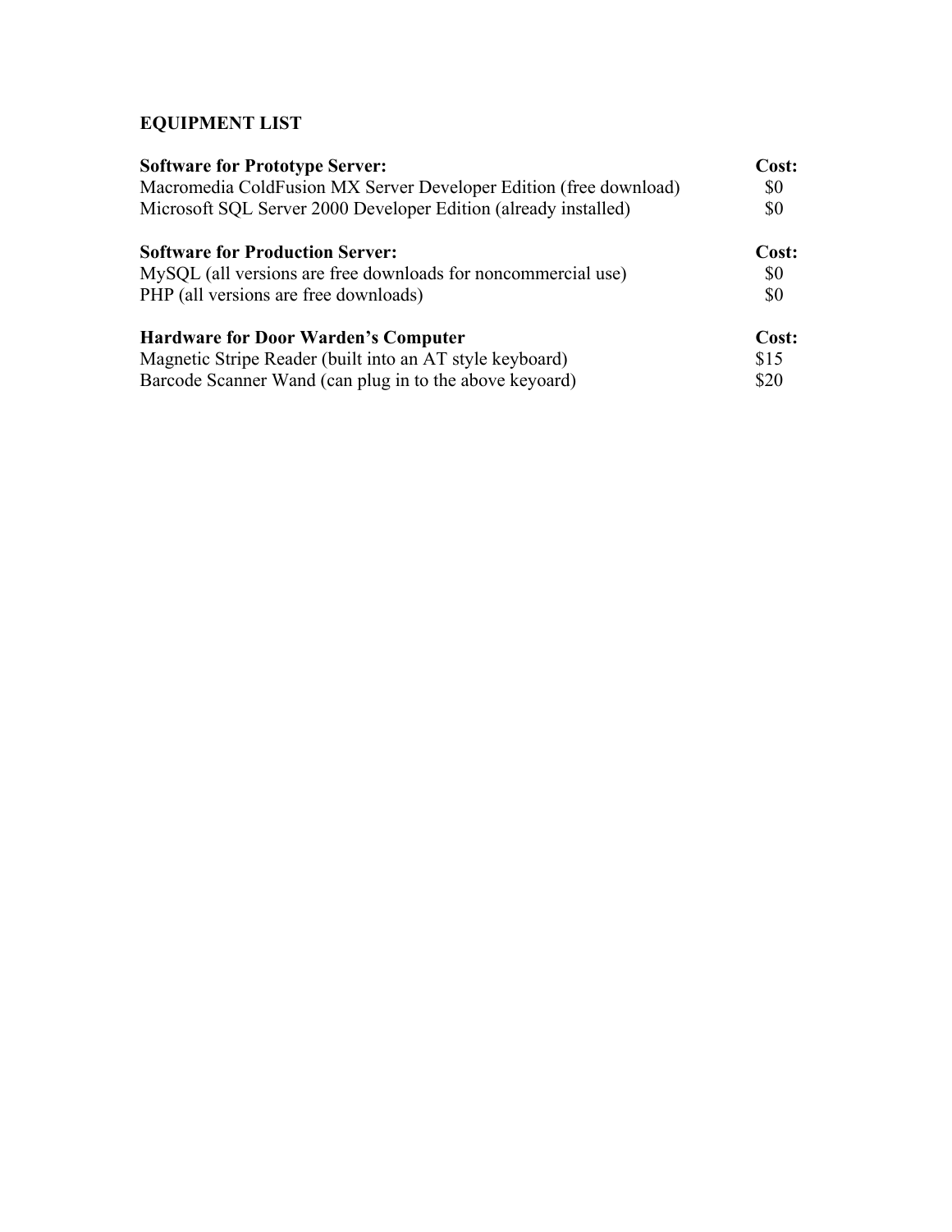**EQUIPMENT LIST**

| **Software for Prototype Server:** | **Cost:** |
| --- | --- |
| Macromedia ColdFusion MX Server Developer Edition (free download) | $0 |
| Microsoft SQL Server 2000 Developer Edition (already installed) | $0 |

| **Software for Production Server:** | **Cost:** |
| --- | --- |
| MySQL (all versions are free downloads for noncommercial use) | $0 |
| PHP (all versions are free downloads) | $0 |

| **Hardware for Door Warden's Computer** | **Cost:** |
| --- | --- |
| Magnetic Stripe Reader (built into an AT style keyboard) | $15 |
| Barcode Scanner Wand (can plug in to the above keyoard) | $20 |